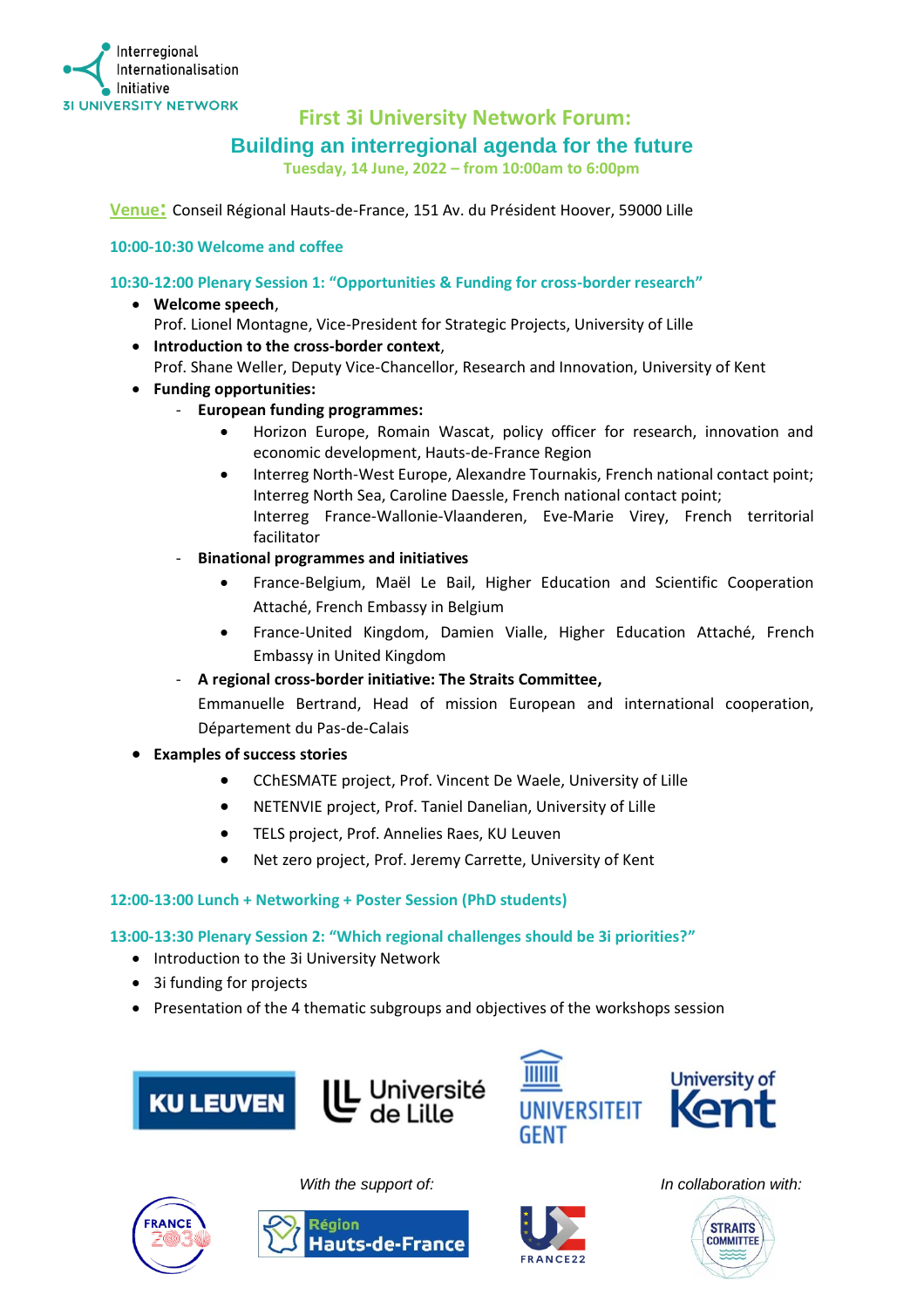Interregional Internationalisation Initiative
3I UNIVERSITY NETWORK

# First 3i University Network Forum:
## Building an interregional agenda for the future

**Tuesday, 14 June, 2022 – from 10:00am to 6:00pm**

**Venue:** Conseil Régional Hauts-de-France, 151 Av. du Président Hoover, 59000 Lille

### 10:00-10:30 Welcome and coffee

### 10:30-12:00 Plenary Session 1: "Opportunities & Funding for cross-border research"

- **Welcome speech**,
  Prof. Lionel Montagne, Vice-President for Strategic Projects, University of Lille
- **Introduction to the cross-border context**,
  Prof. Shane Weller, Deputy Vice-Chancellor, Research and Innovation, University of Kent
- **Funding opportunities:**
  - **European funding programmes:**
    - Horizon Europe, Romain Wascat, policy officer for research, innovation and economic development, Hauts-de-France Region
    - Interreg North-West Europe, Alexandre Tournakis, French national contact point;
      Interreg North Sea, Caroline Daessle, French national contact point;
      Interreg France-Wallonie-Vlaanderen, Eve-Marie Virey, French territorial facilitator
  - **Binational programmes and initiatives**
    - France-Belgium, Maël Le Bail, Higher Education and Scientific Cooperation Attaché, French Embassy in Belgium
    - France-United Kingdom, Damien Vialle, Higher Education Attaché, French Embassy in United Kingdom
  - **A regional cross-border initiative: The Straits Committee,**
    Emmanuelle Bertrand, Head of mission European and international cooperation, Département du Pas-de-Calais
- **Examples of success stories**
  - CChESMATE project, Prof. Vincent De Waele, University of Lille
  - NETENVIE project, Prof. Taniel Danelian, University of Lille
  - TELS project, Prof. Annelies Raes, KU Leuven
  - Net zero project, Prof. Jeremy Carrette, University of Kent

### 12:00-13:00 Lunch + Networking + Poster Session (PhD students)

### 13:00-13:30 Plenary Session 2: "Which regional challenges should be 3i priorities?"

- Introduction to the 3i University Network
- 3i funding for projects
- Presentation of the 4 thematic subgroups and objectives of the workshops session

KU LEUVEN | Université de Lille | UNIVERSITEIT GENT | University of Kent

*With the support of:* FRANCE 2030 | Région Hauts-de-France | FRANCE22

*In collaboration with:* STRAITS COMMITTEE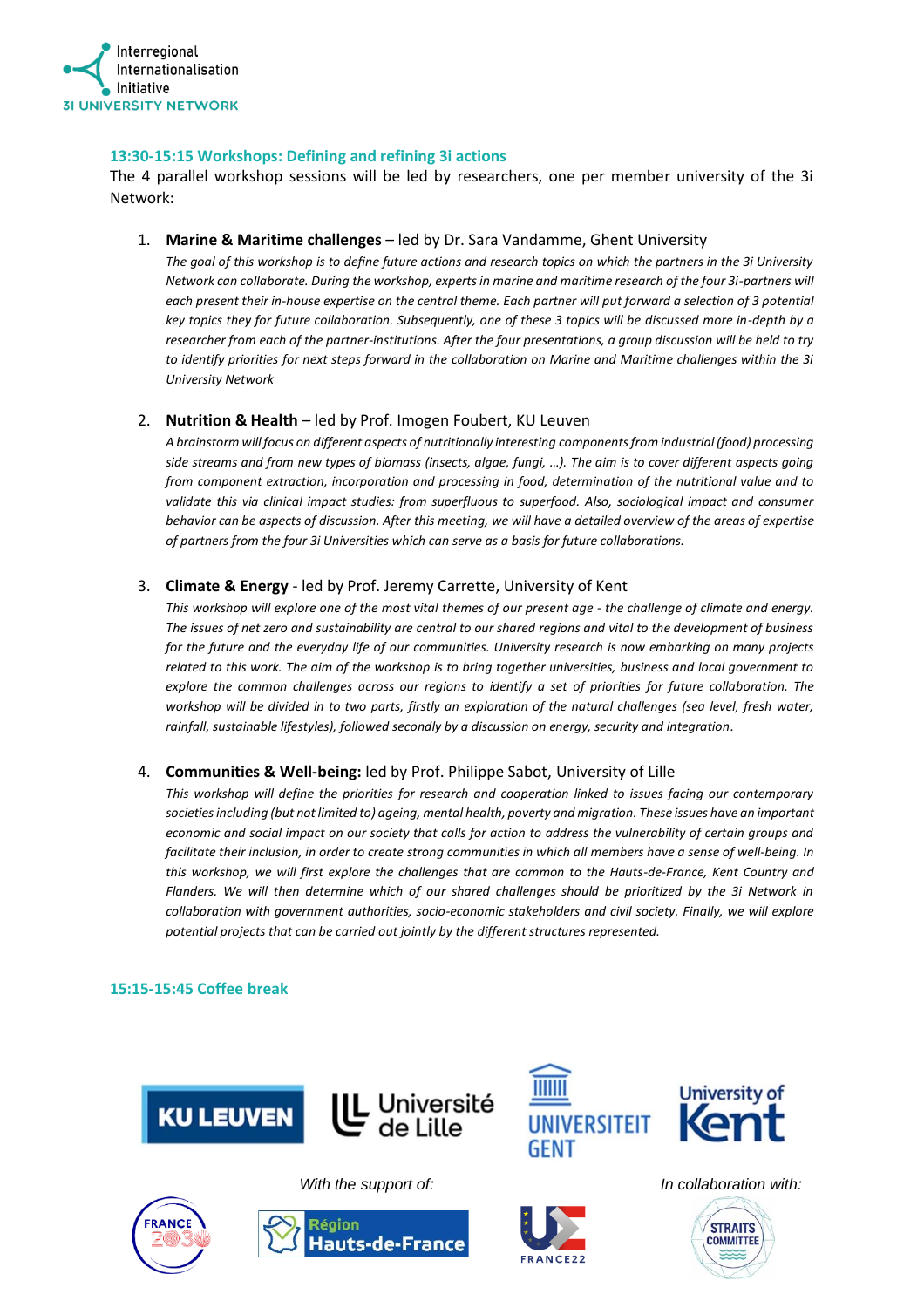### 13:30-15:15 Workshops: Defining and refining 3i actions

The 4 parallel workshop sessions will be led by researchers, one per member university of the 3i Network:

1. **Marine & Maritime challenges** – led by Dr. Sara Vandamme, Ghent University

   *The goal of this workshop is to define future actions and research topics on which the partners in the 3i University Network can collaborate. During the workshop, experts in marine and maritime research of the four 3i-partners will each present their in-house expertise on the central theme. Each partner will put forward a selection of 3 potential key topics they for future collaboration. Subsequently, one of these 3 topics will be discussed more in-depth by a researcher from each of the partner-institutions. After the four presentations, a group discussion will be held to try to identify priorities for next steps forward in the collaboration on Marine and Maritime challenges within the 3i University Network*

2. **Nutrition & Health** – led by Prof. Imogen Foubert, KU Leuven

   *A brainstorm will focus on different aspects of nutritionally interesting components from industrial (food) processing side streams and from new types of biomass (insects, algae, fungi, …). The aim is to cover different aspects going from component extraction, incorporation and processing in food, determination of the nutritional value and to validate this via clinical impact studies: from superfluous to superfood. Also, sociological impact and consumer behavior can be aspects of discussion. After this meeting, we will have a detailed overview of the areas of expertise of partners from the four 3i Universities which can serve as a basis for future collaborations.*

3. **Climate & Energy** - led by Prof. Jeremy Carrette, University of Kent

   *This workshop will explore one of the most vital themes of our present age - the challenge of climate and energy. The issues of net zero and sustainability are central to our shared regions and vital to the development of business for the future and the everyday life of our communities. University research is now embarking on many projects related to this work. The aim of the workshop is to bring together universities, business and local government to explore the common challenges across our regions to identify a set of priorities for future collaboration. The workshop will be divided in to two parts, firstly an exploration of the natural challenges (sea level, fresh water, rainfall, sustainable lifestyles), followed secondly by a discussion on energy, security and integration.*

4. **Communities & Well-being:** led by Prof. Philippe Sabot, University of Lille

   *This workshop will define the priorities for research and cooperation linked to issues facing our contemporary societies including (but not limited to) ageing, mental health, poverty and migration. These issues have an important economic and social impact on our society that calls for action to address the vulnerability of certain groups and facilitate their inclusion, in order to create strong communities in which all members have a sense of well-being. In this workshop, we will first explore the challenges that are common to the Hauts-de-France, Kent Country and Flanders. We will then determine which of our shared challenges should be prioritized by the 3i Network in collaboration with government authorities, socio-economic stakeholders and civil society. Finally, we will explore potential projects that can be carried out jointly by the different structures represented.*

### 15:15-15:45 Coffee break

*With the support of:*

*In collaboration with:*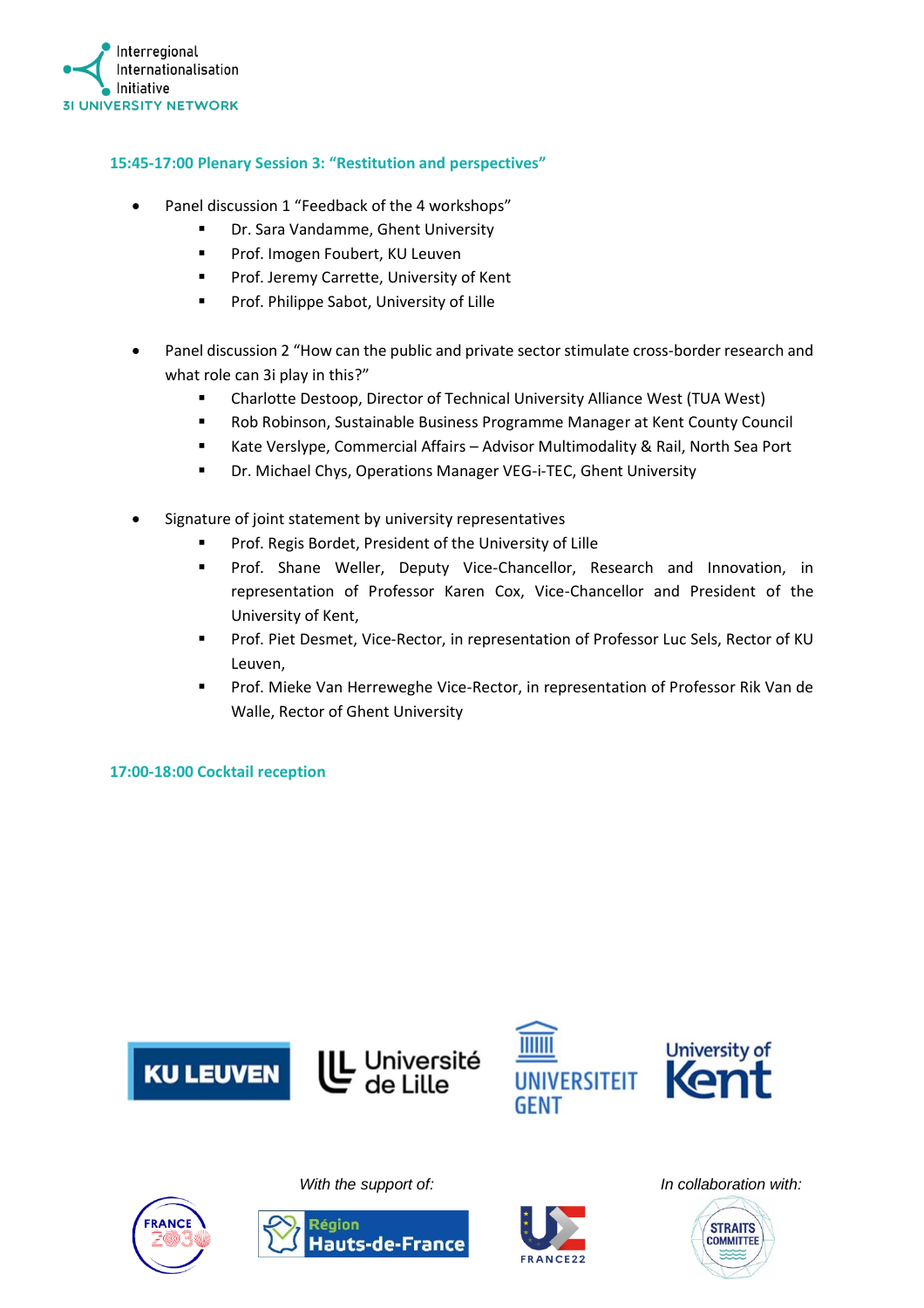### 15:45-17:00 Plenary Session 3: "Restitution and perspectives"

- Panel discussion 1 "Feedback of the 4 workshops"
  - Dr. Sara Vandamme, Ghent University
  - Prof. Imogen Foubert, KU Leuven
  - Prof. Jeremy Carrette, University of Kent
  - Prof. Philippe Sabot, University of Lille

- Panel discussion 2 "How can the public and private sector stimulate cross-border research and what role can 3i play in this?"
  - Charlotte Destoop, Director of Technical University Alliance West (TUA West)
  - Rob Robinson, Sustainable Business Programme Manager at Kent County Council
  - Kate Verslype, Commercial Affairs – Advisor Multimodality & Rail, North Sea Port
  - Dr. Michael Chys, Operations Manager VEG-i-TEC, Ghent University

- Signature of joint statement by university representatives
  - Prof. Regis Bordet, President of the University of Lille
  - Prof. Shane Weller, Deputy Vice-Chancellor, Research and Innovation, in representation of Professor Karen Cox, Vice-Chancellor and President of the University of Kent,
  - Prof. Piet Desmet, Vice-Rector, in representation of Professor Luc Sels, Rector of KU Leuven,
  - Prof. Mieke Van Herreweghe Vice-Rector, in representation of Professor Rik Van de Walle, Rector of Ghent University

### 17:00-18:00 Cocktail reception

*With the support of:*

*In collaboration with:*